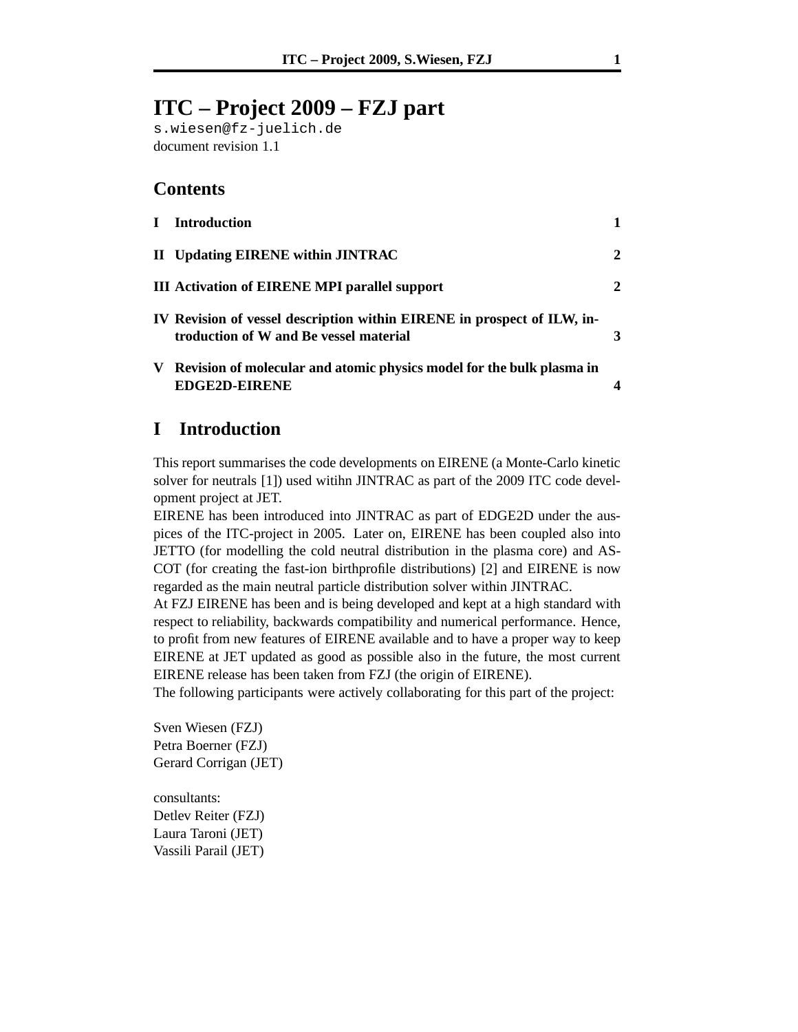# ITC – Project 2009 – FZJ part

s.wiesen@fz-juelich.de

document revision 1.1

## Contents

| | | |
|---|---|---|
| **I** | **Introduction** | **1** |
| **II** | **Updating EIRENE within JINTRAC** | **2** |
| **III** | **Activation of EIRENE MPI parallel support** | **2** |
| **IV** | **Revision of vessel description within EIRENE in prospect of ILW, introduction of W and Be vessel material** | **3** |
| **V** | **Revision of molecular and atomic physics model for the bulk plasma in EDGE2D-EIRENE** | **4** |

## I Introduction

This report summarises the code developments on EIRENE (a Monte-Carlo kinetic solver for neutrals [1]) used witihn JINTRAC as part of the 2009 ITC code development project at JET.

EIRENE has been introduced into JINTRAC as part of EDGE2D under the auspices of the ITC-project in 2005. Later on, EIRENE has been coupled also into JETTO (for modelling the cold neutral distribution in the plasma core) and ASCOT (for creating the fast-ion birthprofile distributions) [2] and EIRENE is now regarded as the main neutral particle distribution solver within JINTRAC.

At FZJ EIRENE has been and is being developed and kept at a high standard with respect to reliability, backwards compatibility and numerical performance. Hence, to profit from new features of EIRENE available and to have a proper way to keep EIRENE at JET updated as good as possible also in the future, the most current EIRENE release has been taken from FZJ (the origin of EIRENE).

The following participants were actively collaborating for this part of the project:

Sven Wiesen (FZJ)
Petra Boerner (FZJ)
Gerard Corrigan (JET)

consultants:
Detlev Reiter (FZJ)
Laura Taroni (JET)
Vassili Parail (JET)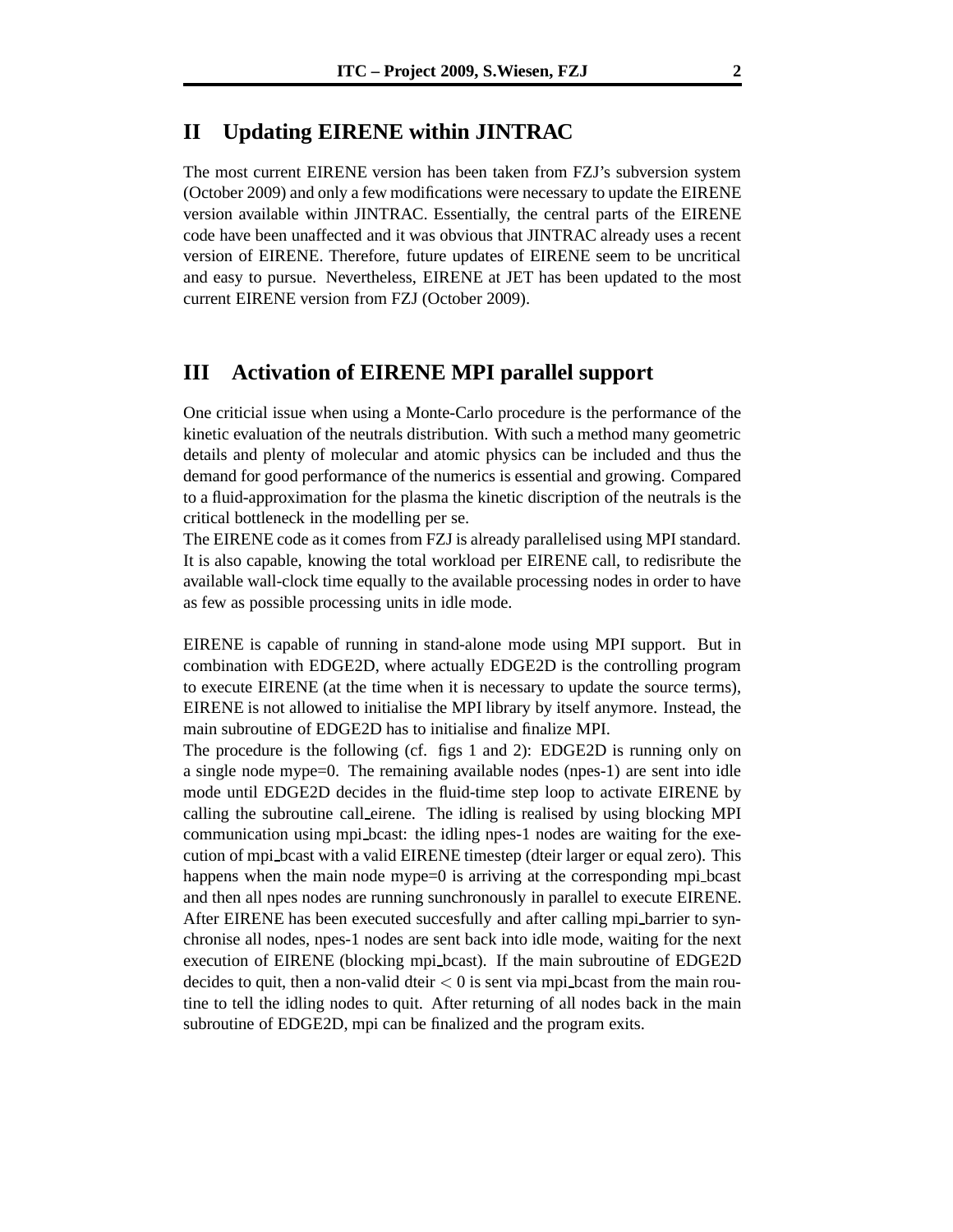## II Updating EIRENE within JINTRAC

The most current EIRENE version has been taken from FZJ's subversion system (October 2009) and only a few modifications were necessary to update the EIRENE version available within JINTRAC. Essentially, the central parts of the EIRENE code have been unaffected and it was obvious that JINTRAC already uses a recent version of EIRENE. Therefore, future updates of EIRENE seem to be uncritical and easy to pursue. Nevertheless, EIRENE at JET has been updated to the most current EIRENE version from FZJ (October 2009).

## III Activation of EIRENE MPI parallel support

One criticial issue when using a Monte-Carlo procedure is the performance of the kinetic evaluation of the neutrals distribution. With such a method many geometric details and plenty of molecular and atomic physics can be included and thus the demand for good performance of the numerics is essential and growing. Compared to a fluid-approximation for the plasma the kinetic discription of the neutrals is the critical bottleneck in the modelling per se.

The EIRENE code as it comes from FZJ is already parallelised using MPI standard. It is also capable, knowing the total workload per EIRENE call, to redisribute the available wall-clock time equally to the available processing nodes in order to have as few as possible processing units in idle mode.

EIRENE is capable of running in stand-alone mode using MPI support. But in combination with EDGE2D, where actually EDGE2D is the controlling program to execute EIRENE (at the time when it is necessary to update the source terms), EIRENE is not allowed to initialise the MPI library by itself anymore. Instead, the main subroutine of EDGE2D has to initialise and finalize MPI.

The procedure is the following (cf. figs 1 and 2): EDGE2D is running only on a single node mype=0. The remaining available nodes (npes-1) are sent into idle mode until EDGE2D decides in the fluid-time step loop to activate EIRENE by calling the subroutine call_eirene. The idling is realised by using blocking MPI communication using mpi_bcast: the idling npes-1 nodes are waiting for the execution of mpi_bcast with a valid EIRENE timestep (dteir larger or equal zero). This happens when the main node mype=0 is arriving at the corresponding mpi_bcast and then all npes nodes are running sunchronously in parallel to execute EIRENE. After EIRENE has been executed succesfully and after calling mpi_barrier to synchronise all nodes, npes-1 nodes are sent back into idle mode, waiting for the next execution of EIRENE (blocking mpi_bcast). If the main subroutine of EDGE2D decides to quit, then a non-valid dteir $< 0$ is sent via mpi_bcast from the main routine to tell the idling nodes to quit. After returning of all nodes back in the main subroutine of EDGE2D, mpi can be finalized and the program exits.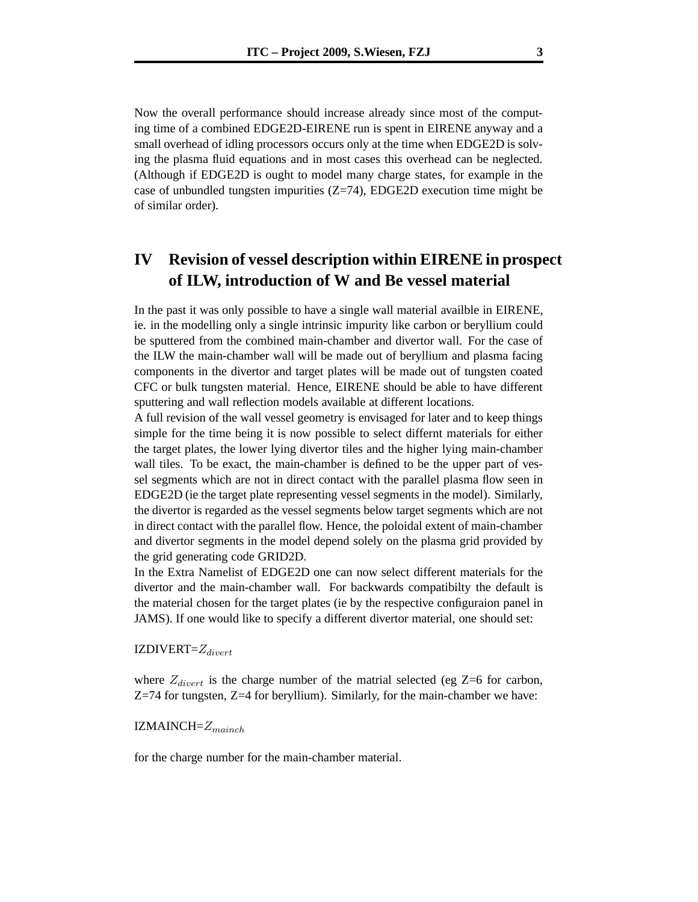Now the overall performance should increase already since most of the computing time of a combined EDGE2D-EIRENE run is spent in EIRENE anyway and a small overhead of idling processors occurs only at the time when EDGE2D is solving the plasma fluid equations and in most cases this overhead can be neglected. (Although if EDGE2D is ought to model many charge states, for example in the case of unbundled tungsten impurities (Z=74), EDGE2D execution time might be of similar order).

## IV Revision of vessel description within EIRENE in prospect of ILW, introduction of W and Be vessel material

In the past it was only possible to have a single wall material availble in EIRENE, ie. in the modelling only a single intrinsic impurity like carbon or beryllium could be sputtered from the combined main-chamber and divertor wall. For the case of the ILW the main-chamber wall will be made out of beryllium and plasma facing components in the divertor and target plates will be made out of tungsten coated CFC or bulk tungsten material. Hence, EIRENE should be able to have different sputtering and wall reflection models available at different locations.

A full revision of the wall vessel geometry is envisaged for later and to keep things simple for the time being it is now possible to select differnt materials for either the target plates, the lower lying divertor tiles and the higher lying main-chamber wall tiles. To be exact, the main-chamber is defined to be the upper part of vessel segments which are not in direct contact with the parallel plasma flow seen in EDGE2D (ie the target plate representing vessel segments in the model). Similarly, the divertor is regarded as the vessel segments below target segments which are not in direct contact with the parallel flow. Hence, the poloidal extent of main-chamber and divertor segments in the model depend solely on the plasma grid provided by the grid generating code GRID2D.

In the Extra Namelist of EDGE2D one can now select different materials for the divertor and the main-chamber wall. For backwards compatibilty the default is the material chosen for the target plates (ie by the respective configuraion panel in JAMS). If one would like to specify a different divertor material, one should set:

IZDIVERT=$Z_{divert}$

where $Z_{divert}$ is the charge number of the matrial selected (eg Z=6 for carbon, Z=74 for tungsten, Z=4 for beryllium). Similarly, for the main-chamber we have:

IZMAINCH=$Z_{mainch}$

for the charge number for the main-chamber material.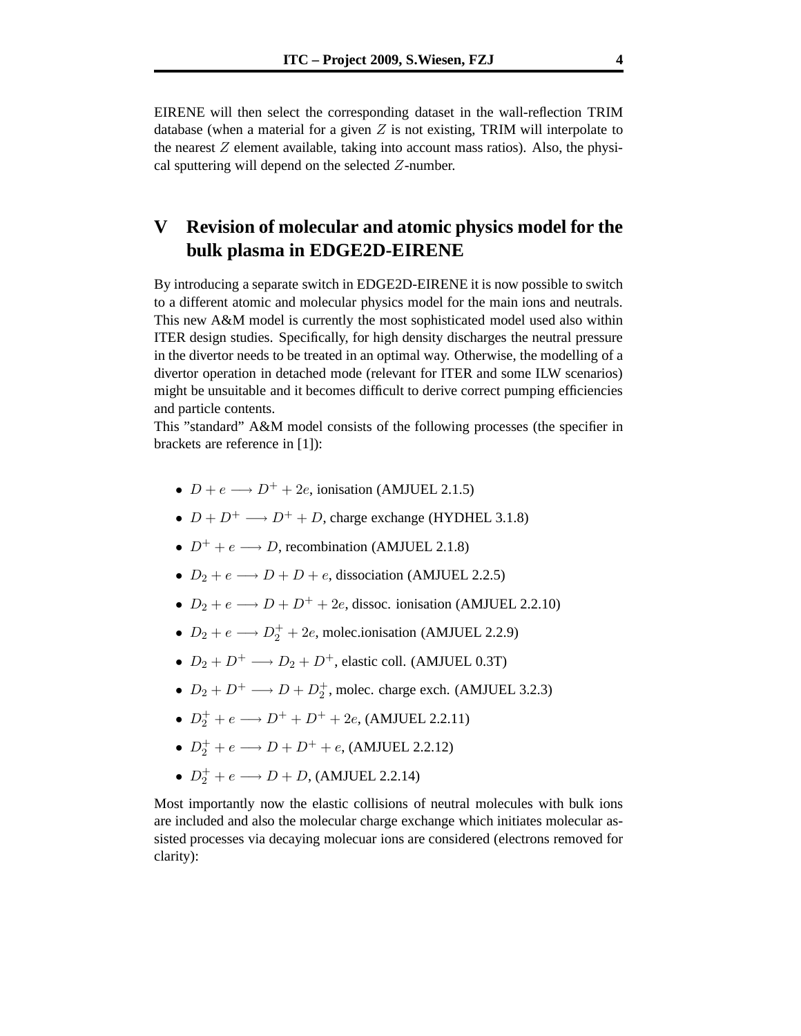EIRENE will then select the corresponding dataset in the wall-reflection TRIM database (when a material for a given $Z$ is not existing, TRIM will interpolate to the nearest $Z$ element available, taking into account mass ratios). Also, the physical sputtering will depend on the selected $Z$-number.

# V Revision of molecular and atomic physics model for the bulk plasma in EDGE2D-EIRENE

By introducing a separate switch in EDGE2D-EIRENE it is now possible to switch to a different atomic and molecular physics model for the main ions and neutrals. This new A&M model is currently the most sophisticated model used also within ITER design studies. Specifically, for high density discharges the neutral pressure in the divertor needs to be treated in an optimal way. Otherwise, the modelling of a divertor operation in detached mode (relevant for ITER and some ILW scenarios) might be unsuitable and it becomes difficult to derive correct pumping efficiencies and particle contents.

This "standard" A&M model consists of the following processes (the specifier in brackets are reference in [1]):

- $D + e \longrightarrow D^+ + 2e$, ionisation (AMJUEL 2.1.5)
- $D + D^+ \longrightarrow D^+ + D$, charge exchange (HYDHEL 3.1.8)
- $D^+ + e \longrightarrow D$, recombination (AMJUEL 2.1.8)
- $D_2 + e \longrightarrow D + D + e$, dissociation (AMJUEL 2.2.5)
- $D_2 + e \longrightarrow D + D^+ + 2e$, dissoc. ionisation (AMJUEL 2.2.10)
- $D_2 + e \longrightarrow D_2^+ + 2e$, molec.ionisation (AMJUEL 2.2.9)
- $D_2 + D^+ \longrightarrow D_2 + D^+$, elastic coll. (AMJUEL 0.3T)
- $D_2 + D^+ \longrightarrow D + D_2^+$, molec. charge exch. (AMJUEL 3.2.3)
- $D_2^+ + e \longrightarrow D^+ + D^+ + 2e$, (AMJUEL 2.2.11)
- $D_2^+ + e \longrightarrow D + D^+ + e$, (AMJUEL 2.2.12)
- $D_2^+ + e \longrightarrow D + D$, (AMJUEL 2.2.14)

Most importantly now the elastic collisions of neutral molecules with bulk ions are included and also the molecular charge exchange which initiates molecular assisted processes via decaying molecuar ions are considered (electrons removed for clarity):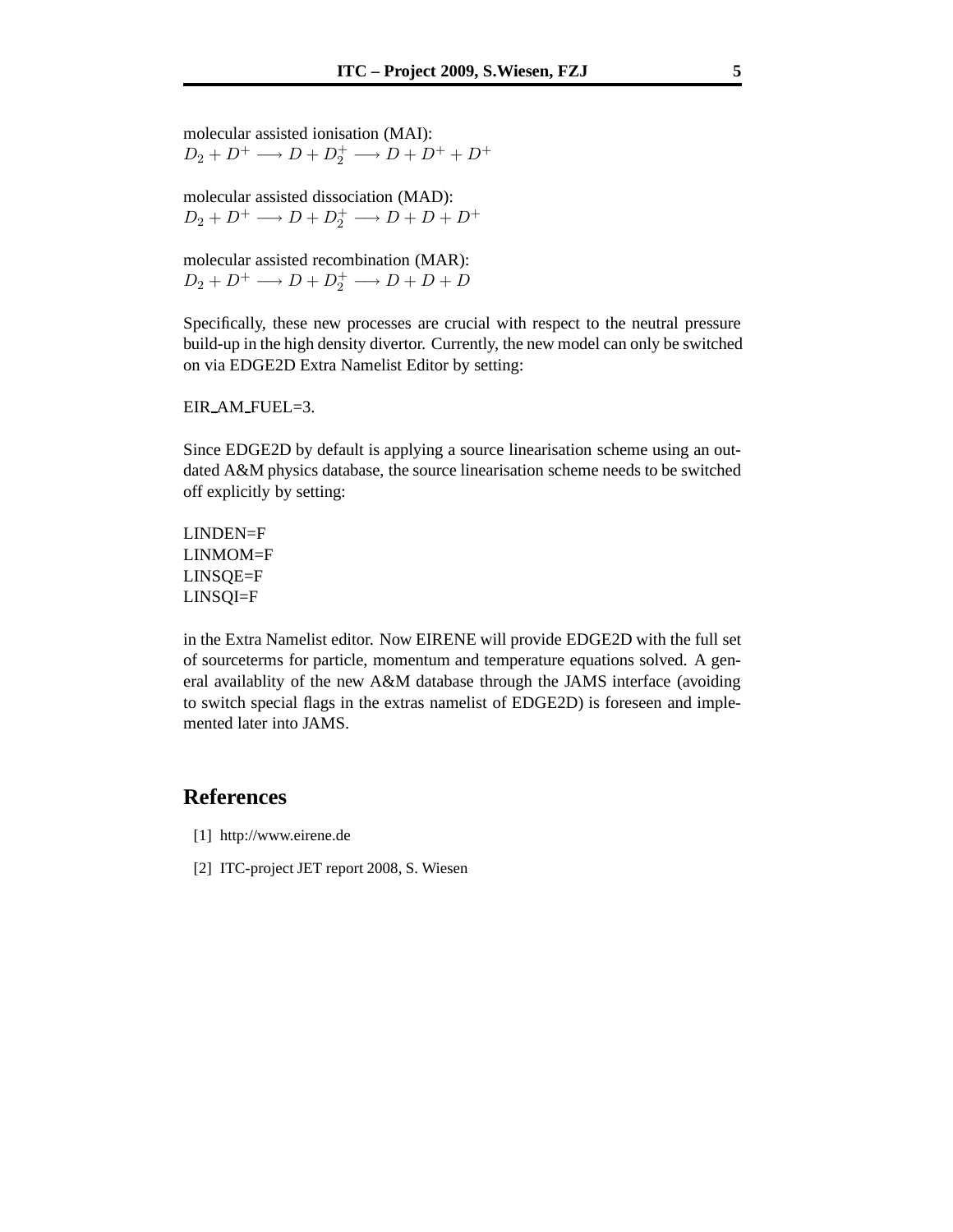molecular assisted ionisation (MAI):
$D_2 + D^+ \longrightarrow D + D_2^+ \longrightarrow D + D^+ + D^+$

molecular assisted dissociation (MAD):
$D_2 + D^+ \longrightarrow D + D_2^+ \longrightarrow D + D + D^+$

molecular assisted recombination (MAR):
$D_2 + D^+ \longrightarrow D + D_2^+ \longrightarrow D + D + D$

Specifically, these new processes are crucial with respect to the neutral pressure build-up in the high density divertor. Currently, the new model can only be switched on via EDGE2D Extra Namelist Editor by setting:

EIR_AM_FUEL=3.

Since EDGE2D by default is applying a source linearisation scheme using an outdated A&M physics database, the source linearisation scheme needs to be switched off explicitly by setting:

LINDEN=F
LINMOM=F
LINSQE=F
LINSQI=F

in the Extra Namelist editor. Now EIRENE will provide EDGE2D with the full set of sourceterms for particle, momentum and temperature equations solved. A general availablity of the new A&M database through the JAMS interface (avoiding to switch special flags in the extras namelist of EDGE2D) is foreseen and implemented later into JAMS.

## References

[1] http://www.eirene.de

[2] ITC-project JET report 2008, S. Wiesen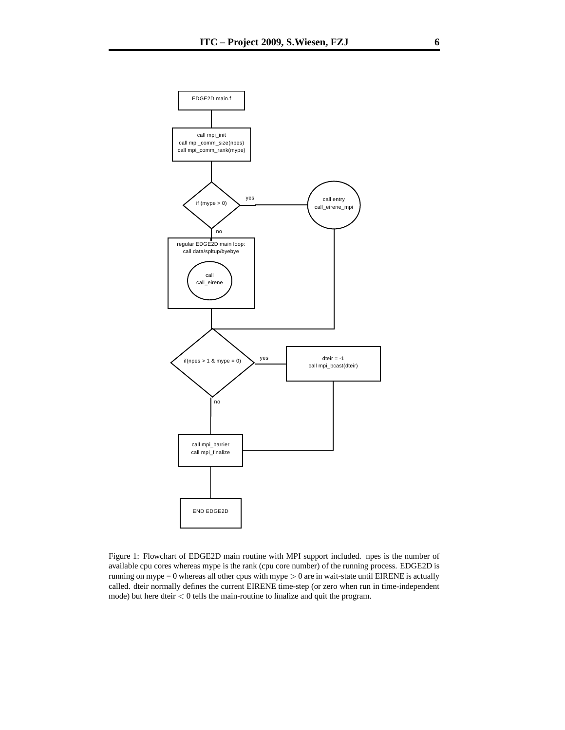EDGE2D main.f

call mpi_init
call mpi_comm_size(npes)
call mpi_comm_rank(mype)

if (mype > 0) — yes → call entry call_eirene_mpi

no

regular EDGE2D main loop:
call data/spltup/byebye

call call_eirene

if(npes > 1 & mype = 0) — yes → dteir = -1 call mpi_bcast(dteir)

no

call mpi_barrier
call mpi_finalize

END EDGE2D

Figure 1: Flowchart of EDGE2D main routine with MPI support included. npes is the number of available cpu cores whereas mype is the rank (cpu core number) of the running process. EDGE2D is running on mype = 0 whereas all other cpus with mype $> 0$ are in wait-state until EIRENE is actually called. dteir normally defines the current EIRENE time-step (or zero when run in time-independent mode) but here dteir $< 0$ tells the main-routine to finalize and quit the program.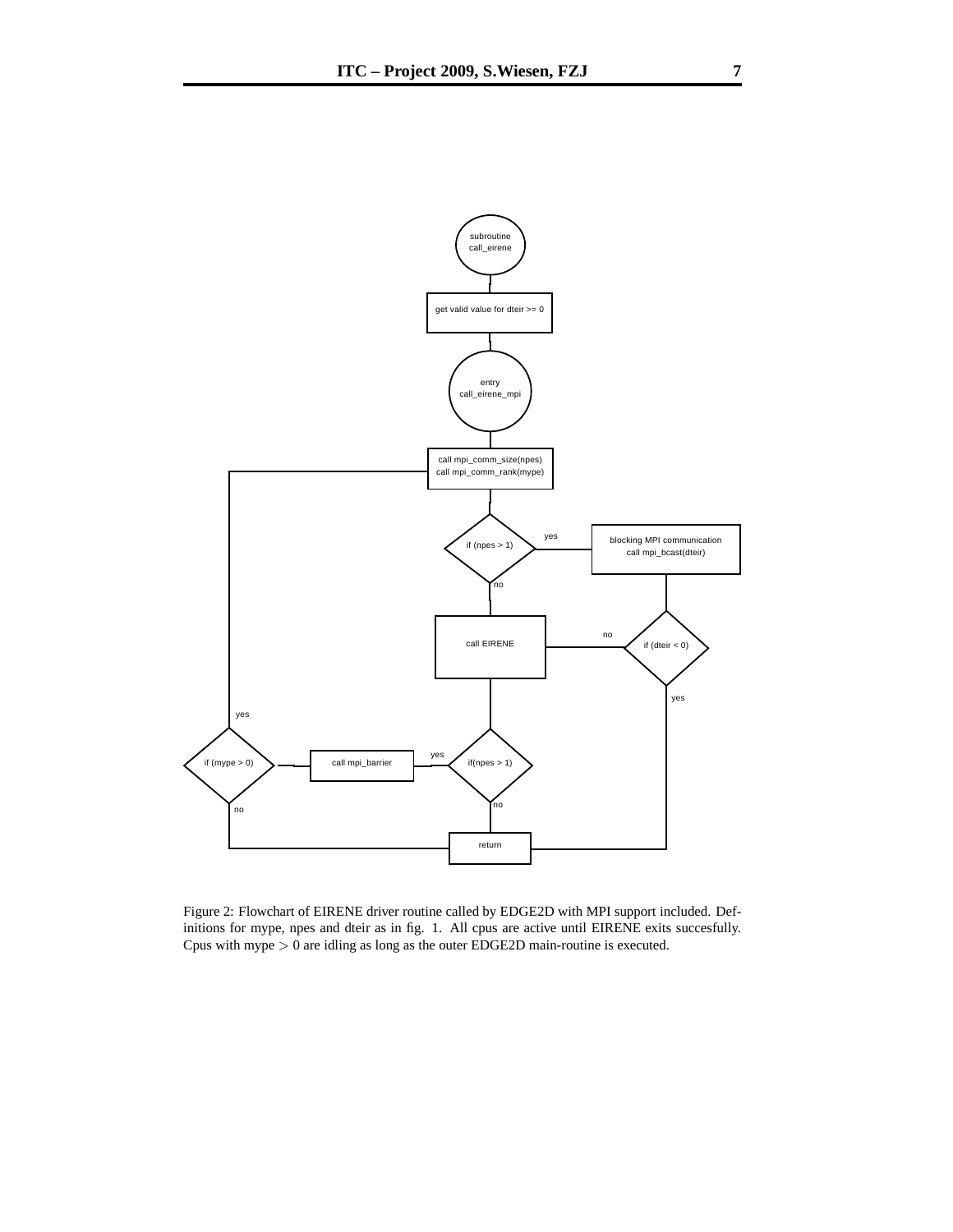subroutine call_eirene

get valid value for dteir >= 0

entry call_eirene_mpi

call mpi_comm_size(npes)
call mpi_comm_rank(mype)

if (npes > 1)

yes

blocking MPI communication
call mpi_bcast(dteir)

no

call EIRENE

no

if (dteir < 0)

yes

yes

if (mype > 0)

call mpi_barrier

yes

if(npes > 1)

no

no

return

Figure 2: Flowchart of EIRENE driver routine called by EDGE2D with MPI support included. Definitions for mype, npes and dteir as in fig. 1. All cpus are active until EIRENE exits succesfully. Cpus with mype $> 0$ are idling as long as the outer EDGE2D main-routine is executed.